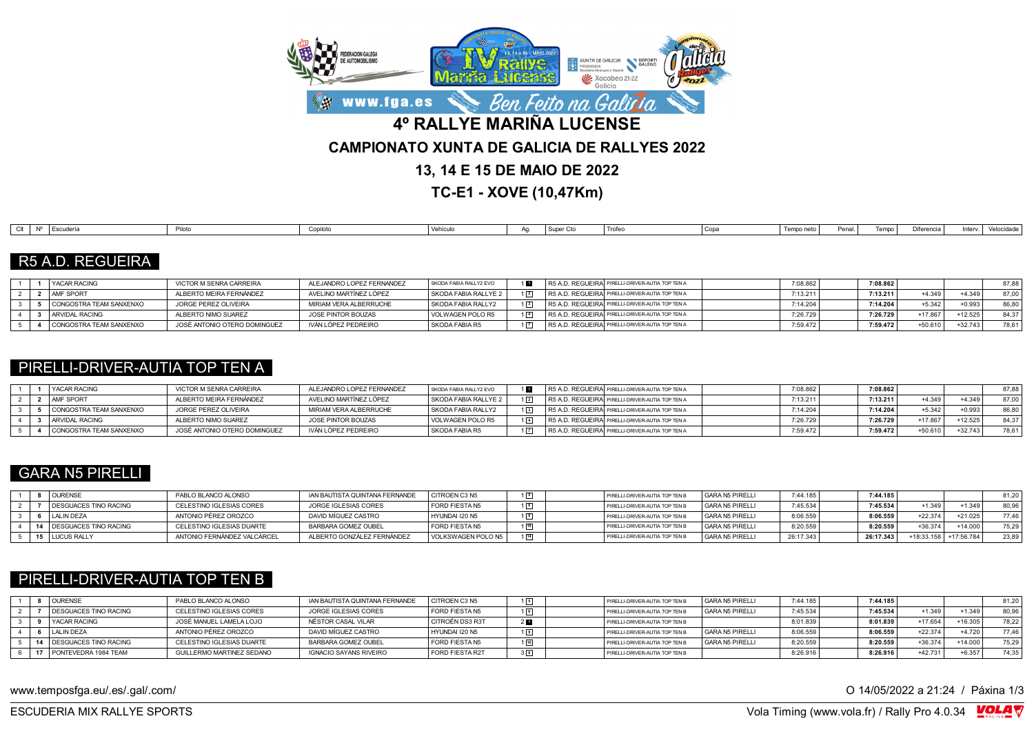# 4º RALLYE MARIÑA LUCENSE

## CAMPIONATO XUNTA DE GALICIA DE RALLYES 2022

## 13, 14 E 15 DE MAIO DE 2022

## TC-E1 - XOVE (10,47Km)

### R5 A.D. REGUEIRA

| Clt | Nº | Escudería | Piloto | Copiloto | Vehículo | Ag. | Super Cto | Trofeo | Copa | Tempo neto | Penal. | Tempo | Diferencia | Interv. | Velocidade |
|---|---|---|---|---|---|---|---|---|---|---|---|---|---|---|---|
| 1 | 1 | YACAR RACING | VICTOR M SENRA CARREIRA | ALEJANDRO LOPEZ FERNANDEZ | SKODA FABIA RALLY2 EVO | 1 1 | R5 A.D. REGUEIRA | PIRELLI-DRIVER-AUTIA TOP TEN A | | 7:08.862 | | **7:08.862** | | | 87,88 |
| 2 | 2 | AMF SPORT | ALBERTO MEIRA FERNÁNDEZ | AVELINO MARTÍNEZ LÓPEZ | SKODA FABIA RALLYE 2 | 1 2 | R5 A.D. REGUEIRA | PIRELLI-DRIVER-AUTIA TOP TEN A | | 7:13.211 | | **7:13.211** | +4.349 | +4.349 | 87,00 |
| 3 | 5 | CONGOSTRA TEAM SANXENXO | JORGE PEREZ OLIVEIRA | MIRIAM VERA ALBERRUCHE | SKODA FABIA RALLY2 | 1 3 | R5 A.D. REGUEIRA | PIRELLI-DRIVER-AUTIA TOP TEN A | | 7:14.204 | | **7:14.204** | +5.342 | +0.993 | 86,80 |
| 4 | 3 | ARVIDAL RACING | ALBERTO NIMO SUAREZ | JOSE PINTOR BOUZAS | VOLWAGEN POLO R5 | 1 4 | R5 A.D. REGUEIRA | PIRELLI-DRIVER-AUTIA TOP TEN A | | 7:26.729 | | **7:26.729** | +17.867 | +12.525 | 84,37 |
| 5 | 4 | CONGOSTRA TEAM SANXENXO | JOSÉ ANTONIO OTERO DOMINGUEZ | IVÁN LÓPEZ PEDREIRO | SKODA FABIA R5 | 1 7 | R5 A.D. REGUEIRA | PIRELLI-DRIVER-AUTIA TOP TEN A | | 7:59.472 | | **7:59.472** | +50.610 | +32.743 | 78,61 |

### PIRELLI-DRIVER-AUTIA TOP TEN A

| Clt | Nº | Escudería | Piloto | Copiloto | Vehículo | Ag. | Super Cto | Trofeo | Copa | Tempo neto | Penal. | Tempo | Diferencia | Interv. | Velocidade |
|---|---|---|---|---|---|---|---|---|---|---|---|---|---|---|---|
| 1 | 1 | YACAR RACING | VICTOR M SENRA CARREIRA | ALEJANDRO LOPEZ FERNANDEZ | SKODA FABIA RALLY2 EVO | 1 1 | R5 A.D. REGUEIRA | PIRELLI-DRIVER-AUTIA TOP TEN A | | 7:08.862 | | **7:08.862** | | | 87,88 |
| 2 | 2 | AMF SPORT | ALBERTO MEIRA FERNÁNDEZ | AVELINO MARTÍNEZ LÓPEZ | SKODA FABIA RALLYE 2 | 1 2 | R5 A.D. REGUEIRA | PIRELLI-DRIVER-AUTIA TOP TEN A | | 7:13.211 | | **7:13.211** | +4.349 | +4.349 | 87,00 |
| 3 | 5 | CONGOSTRA TEAM SANXENXO | JORGE PEREZ OLIVEIRA | MIRIAM VERA ALBERRUCHE | SKODA FABIA RALLY2 | 1 3 | R5 A.D. REGUEIRA | PIRELLI-DRIVER-AUTIA TOP TEN A | | 7:14.204 | | **7:14.204** | +5.342 | +0.993 | 86,80 |
| 4 | 3 | ARVIDAL RACING | ALBERTO NIMO SUAREZ | JOSE PINTOR BOUZAS | VOLWAGEN POLO R5 | 1 4 | R5 A.D. REGUEIRA | PIRELLI-DRIVER-AUTIA TOP TEN A | | 7:26.729 | | **7:26.729** | +17.867 | +12.525 | 84,37 |
| 5 | 4 | CONGOSTRA TEAM SANXENXO | JOSÉ ANTONIO OTERO DOMINGUEZ | IVÁN LÓPEZ PEDREIRO | SKODA FABIA R5 | 1 7 | R5 A.D. REGUEIRA | PIRELLI-DRIVER-AUTIA TOP TEN A | | 7:59.472 | | **7:59.472** | +50.610 | +32.743 | 78,61 |

### GARA N5 PIRELLI

| Clt | Nº | Escudería | Piloto | Copiloto | Vehículo | Ag. | Super Cto | Trofeo | Copa | Tempo neto | Penal. | Tempo | Diferencia | Interv. | Velocidade |
|---|---|---|---|---|---|---|---|---|---|---|---|---|---|---|---|
| 1 | 8 | OURENSE | PABLO BLANCO ALONSO | IAN BAUTISTA QUINTANA FERNANDE | CITROEN C3 N5 | 1 5 | | PIRELLI-DRIVER-AUTIA TOP TEN B | GARA N5 PIRELLI | 7:44.185 | | **7:44.185** | | | 81,20 |
| 2 | 7 | DESGUACES TINO RACING | CELESTINO IGLESIAS CORES | JORGE IGLESIAS CORES | FORD FIESTA N5 | 1 6 | | PIRELLI-DRIVER-AUTIA TOP TEN B | GARA N5 PIRELLI | 7:45.534 | | **7:45.534** | +1.349 | +1.349 | 80,96 |
| 3 | 6 | LALIN DEZA | ANTONIO PÉREZ OROZCO | DAVID MÍGUEZ CASTRO | HYUNDAI I20 N5 | 1 9 | | PIRELLI-DRIVER-AUTIA TOP TEN B | GARA N5 PIRELLI | 8:06.559 | | **8:06.559** | +22.374 | +21.025 | 77,46 |
| 4 | 14 | DESGUACES TINO RACING | CELESTINO IGLESIAS DUARTE | BARBARA GOMEZ OUBEL | FORD FIESTA N5 | 1 10 | | PIRELLI-DRIVER-AUTIA TOP TEN B | GARA N5 PIRELLI | 8:20.559 | | **8:20.559** | +36.374 | +14.000 | 75,29 |
| 5 | 15 | LUCUS RALLY | ANTONIO FERNÁNDEZ VALCÁRCEL | ALBERTO GONZÁLEZ FERNÁNDEZ | VOLKSWAGEN POLO N5 | 1 14 | | PIRELLI-DRIVER-AUTIA TOP TEN B | GARA N5 PIRELLI | 26:17.343 | | **26:17.343** | +18:33.158 | +17:56.784 | 23,89 |

### PIRELLI-DRIVER-AUTIA TOP TEN B

| Clt | Nº | Escudería | Piloto | Copiloto | Vehículo | Ag. | Super Cto | Trofeo | Copa | Tempo neto | Penal. | Tempo | Diferencia | Interv. | Velocidade |
|---|---|---|---|---|---|---|---|---|---|---|---|---|---|---|---|
| 1 | 8 | OURENSE | PABLO BLANCO ALONSO | IAN BAUTISTA QUINTANA FERNANDE | CITROEN C3 N5 | 1 5 | | PIRELLI-DRIVER-AUTIA TOP TEN B | GARA N5 PIRELLI | 7:44.185 | | **7:44.185** | | | 81,20 |
| 2 | 7 | DESGUACES TINO RACING | CELESTINO IGLESIAS CORES | JORGE IGLESIAS CORES | FORD FIESTA N5 | 1 6 | | PIRELLI-DRIVER-AUTIA TOP TEN B | GARA N5 PIRELLI | 7:45.534 | | **7:45.534** | +1.349 | +1.349 | 80,96 |
| 3 | 9 | YACAR RACING | JOSÉ MANUEL LAMELA LOJO | NÉSTOR CASAL VILAR | CITROËN DS3 R3T | 2 1 | | PIRELLI-DRIVER-AUTIA TOP TEN B | | 8:01.839 | | **8:01.839** | +17.654 | +16.305 | 78,22 |
| 4 | 6 | LALIN DEZA | ANTONIO PÉREZ OROZCO | DAVID MÍGUEZ CASTRO | HYUNDAI I20 N5 | 1 9 | | PIRELLI-DRIVER-AUTIA TOP TEN B | GARA N5 PIRELLI | 8:06.559 | | **8:06.559** | +22.374 | +4.720 | 77,46 |
| 5 | 14 | DESGUACES TINO RACING | CELESTINO IGLESIAS DUARTE | BARBARA GOMEZ OUBEL | FORD FIESTA N5 | 1 10 | | PIRELLI-DRIVER-AUTIA TOP TEN B | GARA N5 PIRELLI | 8:20.559 | | **8:20.559** | +36.374 | +14.000 | 75,29 |
| 6 | 17 | PONTEVEDRA 1984 TEAM | GUILLERMO MARTINEZ SEDANO | IGNACIO SAYANS RIVEIRO | FORD FIESTA R2T | 3 1 | | PIRELLI-DRIVER-AUTIA TOP TEN B | | 8:26.916 | | **8:26.916** | +42.731 | +6.357 | 74,35 |

www.temposfga.eu/.es/.gal/.com/ — O 14/05/2022 a 21:24

ESCUDERIA MIX RALLYE SPORTS — Vola Timing (www.vola.fr) / Rally Pro 4.0.34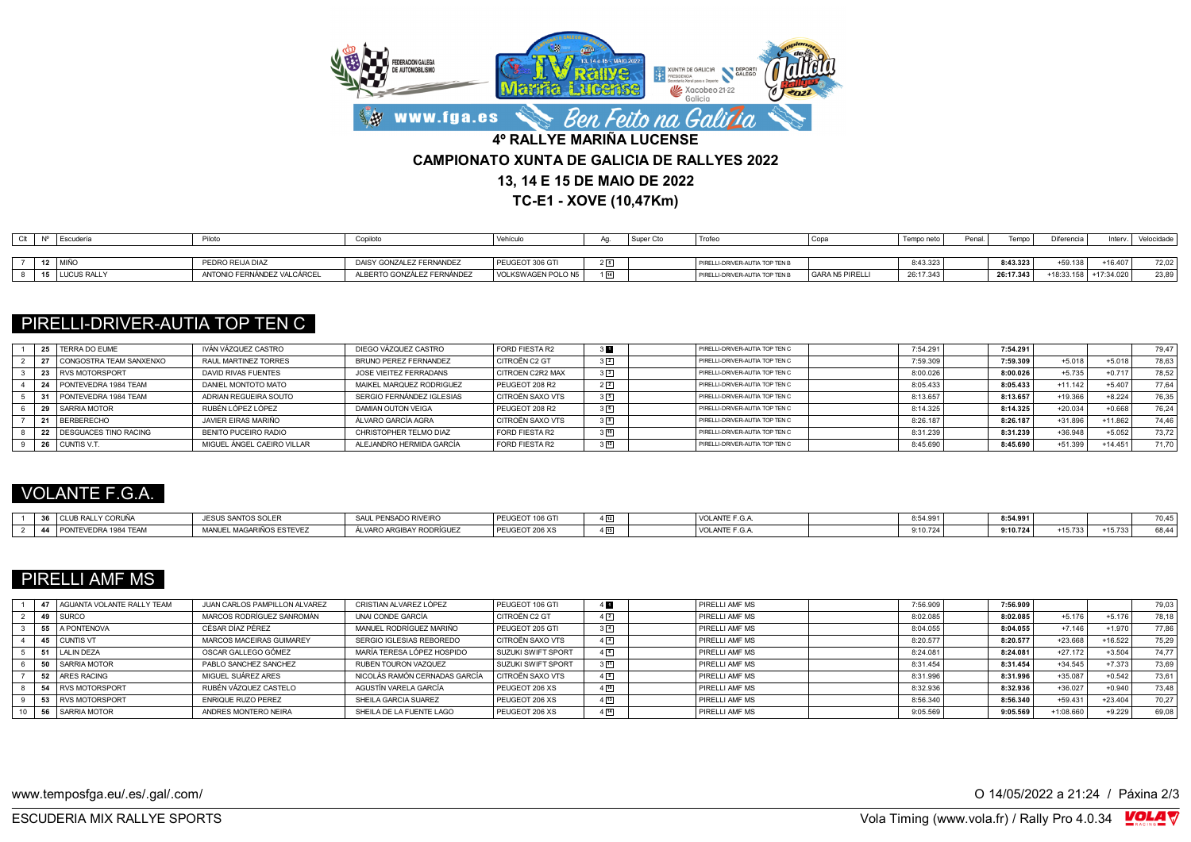# 4º RALLYE MARIÑA LUCENSE

## CAMPIONATO XUNTA DE GALICIA DE RALLYES 2022

## 13, 14 E 15 DE MAIO DE 2022

## TC-E1 - XOVE (10,47Km)

| Clt | Nº | Escudería | Piloto | Copiloto | Vehículo | Ag. | Super Cto | Trofeo | Copa | Tempo neto | Penal. | Tempo | Diferencia | Interv. | Velocidade |
|---|---|---|---|---|---|---|---|---|---|---|---|---|---|---|---|
| 7 | 12 | MIÑO | PEDRO REIJA DIAZ | DAISY GONZALEZ FERNANDEZ | PEUGEOT 306 GTI | 2 5 | | PIRELLI-DRIVER-AUTIA TOP TEN B | | 8:43.323 | | **8:43.323** | +59.138 | +16.407 | 72,02 |
| 8 | 15 | LUCUS RALLY | ANTONIO FERNÁNDEZ VALCÁRCEL | ALBERTO GONZÁLEZ FERNÁNDEZ | VOLKSWAGEN POLO N5 | 1 14 | | PIRELLI-DRIVER-AUTIA TOP TEN B | GARA N5 PIRELLI | 26:17.343 | | **26:17.343** | +18:33.158 | +17:34.020 | 23,89 |

## PIRELLI-DRIVER-AUTIA TOP TEN C

| Clt | Nº | Escudería | Piloto | Copiloto | Vehículo | Ag. | Super Cto | Trofeo | Copa | Tempo neto | Penal. | Tempo | Diferencia | Interv. | Velocidade |
|---|---|---|---|---|---|---|---|---|---|---|---|---|---|---|---|
| 1 | 25 | TERRA DO EUME | IVÁN VÁZQUEZ CASTRO | DIEGO VÁZQUEZ CASTRO | FORD FIESTA R2 | 3 1 | | PIRELLI-DRIVER-AUTIA TOP TEN C | | 7:54.291 | | **7:54.291** | | | 79,47 |
| 2 | 27 | CONGOSTRA TEAM SANXENXO | RAUL MARTINEZ TORRES | BRUNO PEREZ FERNANDEZ | CITROËN C2 GT | 3 2 | | PIRELLI-DRIVER-AUTIA TOP TEN C | | 7:59.309 | | **7:59.309** | +5.018 | +5.018 | 78,63 |
| 3 | 23 | RVS MOTORSPORT | DAVID RIVAS FUENTES | JOSE VIEITEZ FERRADANS | CITROEN C2R2 MAX | 3 3 | | PIRELLI-DRIVER-AUTIA TOP TEN C | | 8:00.026 | | **8:00.026** | +5.735 | +0.717 | 78,52 |
| 4 | 24 | PONTEVEDRA 1984 TEAM | DANIEL MONTOTO MATO | MAIKEL MARQUEZ RODRIGUEZ | PEUGEOT 208 R2 | 2 3 | | PIRELLI-DRIVER-AUTIA TOP TEN C | | 8:05.433 | | **8:05.433** | +11.142 | +5.407 | 77,64 |
| 5 | 31 | PONTEVEDRA 1984 TEAM | ADRIAN REGUEIRA SOUTO | SERGIO FERNÁNDEZ IGLESIAS | CITROËN SAXO VTS | 3 5 | | PIRELLI-DRIVER-AUTIA TOP TEN C | | 8:13.657 | | **8:13.657** | +19.366 | +8.224 | 76,35 |
| 6 | 29 | SARRIA MOTOR | RUBÉN LÓPEZ LÓPEZ | DAMIAN OUTON VEIGA | PEUGEOT 208 R2 | 3 6 | | PIRELLI-DRIVER-AUTIA TOP TEN C | | 8:14.325 | | **8:14.325** | +20.034 | +0.668 | 76,24 |
| 7 | 21 | BERBERECHO | JAVIER EIRAS MARIÑO | ÁLVARO GARCÍA AGRA | CITROËN SAXO VTS | 3 8 | | PIRELLI-DRIVER-AUTIA TOP TEN C | | 8:26.187 | | **8:26.187** | +31.896 | +11.862 | 74,46 |
| 8 | 22 | DESGUACES TINO RACING | BENITO PUCEIRO RADIO | CHRISTOPHER TELMO DIAZ | FORD FIESTA R2 | 3 10 | | PIRELLI-DRIVER-AUTIA TOP TEN C | | 8:31.239 | | **8:31.239** | +36.948 | +5.052 | 73,72 |
| 9 | 26 | CUNTIS V.T. | MIGUEL ÁNGEL CAEIRO VILLAR | ALEJANDRO HERMIDA GARCÍA | FORD FIESTA R2 | 3 14 | | PIRELLI-DRIVER-AUTIA TOP TEN C | | 8:45.690 | | **8:45.690** | +51.399 | +14.451 | 71,70 |

## VOLANTE F.G.A.

| Clt | Nº | Escudería | Piloto | Copiloto | Vehículo | Ag. | Super Cto | Trofeo | Copa | Tempo neto | Penal. | Tempo | Diferencia | Interv. | Velocidade |
|---|---|---|---|---|---|---|---|---|---|---|---|---|---|---|---|
| 1 | 36 | CLUB RALLY CORUÑA | JESUS SANTOS SOLER | SAUL PENSADO RIVEIRO | PEUGEOT 106 GTI | 4 15 | | VOLANTE F.G.A. | | 8:54.991 | | **8:54.991** | | | 70,45 |
| 2 | 44 | PONTEVEDRA 1984 TEAM | MANUEL MAGARIÑOS ESTEVEZ | ÁLVARO ARGIBAY RODRÍGUEZ | PEUGEOT 206 XS | 4 16 | | VOLANTE F.G.A. | | 9:10.724 | | **9:10.724** | +15.733 | +15.733 | 68,44 |

## PIRELLI AMF MS

| Clt | Nº | Escudería | Piloto | Copiloto | Vehículo | Ag. | Super Cto | Trofeo | Copa | Tempo neto | Penal. | Tempo | Diferencia | Interv. | Velocidade |
|---|---|---|---|---|---|---|---|---|---|---|---|---|---|---|---|
| 1 | 47 | AGUANTA VOLANTE RALLY TEAM | JUAN CARLOS PAMPILLON ALVAREZ | CRISTIAN ALVAREZ LÓPEZ | PEUGEOT 106 GTI | 4 1 | | PIRELLI AMF MS | | 7:56.909 | | **7:56.909** | | | 79,03 |
| 2 | 49 | SURCO | MARCOS RODRÍGUEZ SANROMÁN | UNAI CONDE GARCÍA | CITROËN C2 GT | 4 2 | | PIRELLI AMF MS | | 8:02.085 | | **8:02.085** | +5.176 | +5.176 | 78,18 |
| 3 | 55 | A PONTENOVA | CÉSAR DÍAZ PÉREZ | MANUEL RODRÍGUEZ MARIÑO | PEUGEOT 205 GTI | 3 4 | | PIRELLI AMF MS | | 8:04.055 | | **8:04.055** | +7.146 | +1.970 | 77,86 |
| 4 | 45 | CUNTIS VT | MARCOS MACEIRAS GUIMAREY | SERGIO IGLESIAS REBOREDO | CITROËN SAXO VTS | 4 4 | | PIRELLI AMF MS | | 8:20.577 | | **8:20.577** | +23.668 | +16.522 | 75,29 |
| 5 | 51 | LALIN DEZA | OSCAR GALLEGO GÓMEZ | MARÍA TERESA LÓPEZ HOSPIDO | SUZUKI SWIFT SPORT | 4 6 | | PIRELLI AMF MS | | 8:24.081 | | **8:24.081** | +27.172 | +3.504 | 74,77 |
| 6 | 50 | SARRIA MOTOR | PABLO SANCHEZ SANCHEZ | RUBEN TOURON VAZQUEZ | SUZUKI SWIFT SPORT | 3 11 | | PIRELLI AMF MS | | 8:31.454 | | **8:31.454** | +34.545 | +7.373 | 73,69 |
| 7 | 52 | ARES RACING | MIGUEL SUÁREZ ARES | NICOLÁS RAMÓN CERNADAS GARCÍA | CITROËN SAXO VTS | 4 8 | | PIRELLI AMF MS | | 8:31.996 | | **8:31.996** | +35.087 | +0.542 | 73,61 |
| 8 | 54 | RVS MOTORSPORT | RUBÉN VÁZQUEZ CASTELO | AGUSTÍN VARELA GARCÍA | PEUGEOT 206 XS | 4 10 | | PIRELLI AMF MS | | 8:32.936 | | **8:32.936** | +36.027 | +0.940 | 73,48 |
| 9 | 53 | RVS MOTORSPORT | ENRIQUE RUZO PEREZ | SHEILA GARCIA SUAREZ | PEUGEOT 206 XS | 4 13 | | PIRELLI AMF MS | | 8:56.340 | | **8:56.340** | +59.431 | +23.404 | 70,27 |
| 10 | 56 | SARRIA MOTOR | ANDRES MONTERO NEIRA | SHEILA DE LA FUENTE LAGO | PEUGEOT 206 XS | 4 14 | | PIRELLI AMF MS | | 9:05.569 | | **9:05.569** | +1:08.660 | +9.229 | 69,08 |

www.temposfga.eu/.es/.gal/.com/

O 14/05/2022 a 21:24

ESCUDERIA MIX RALLYE SPORTS

Vola Timing (www.vola.fr) / Rally Pro 4.0.34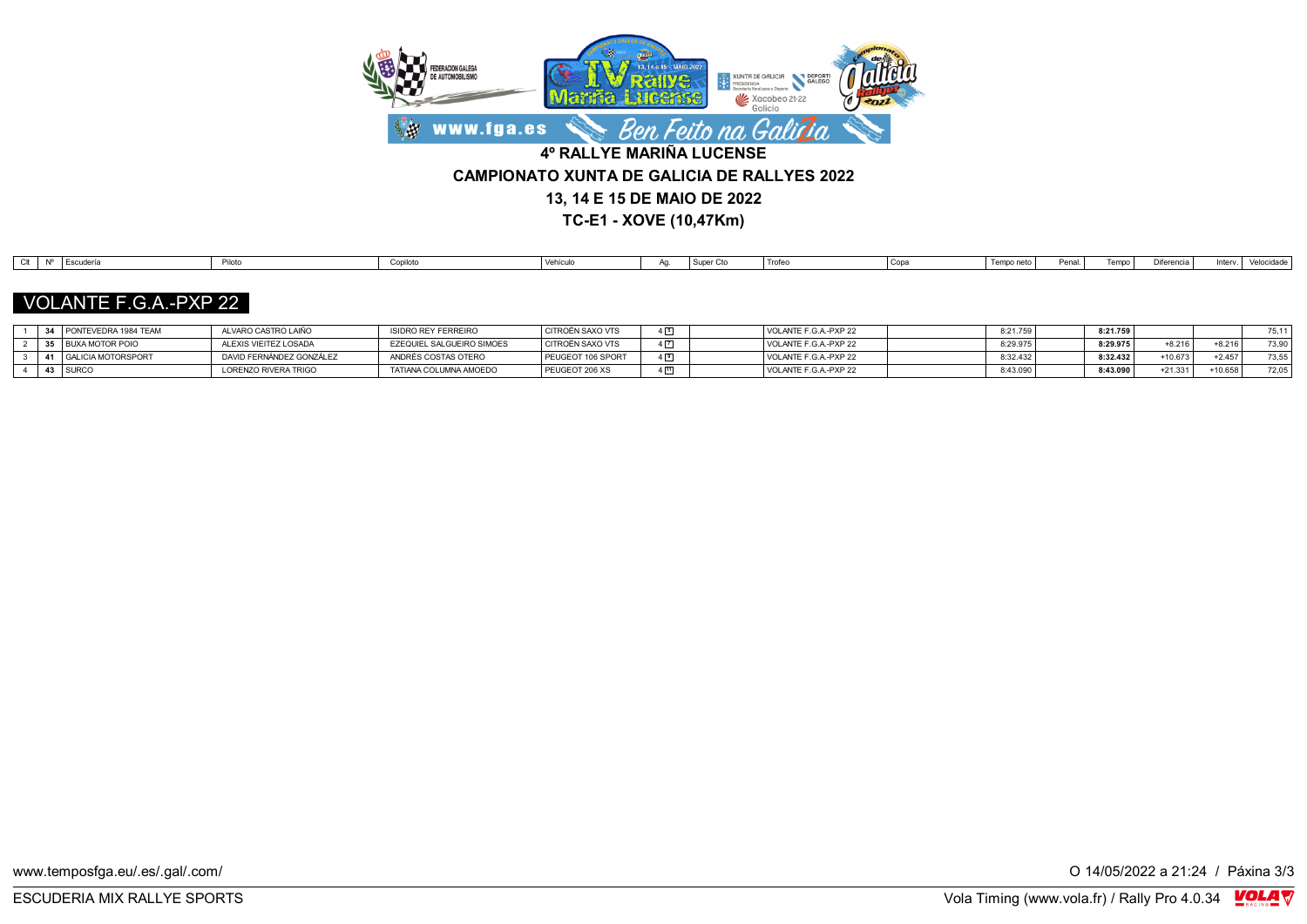# 4º RALLYE MARIÑA LUCENSE

## CAMPIONATO XUNTA DE GALICIA DE RALLYES 2022

## 13, 14 E 15 DE MAIO DE 2022

## TC-E1 - XOVE (10,47Km)

### VOLANTE F.G.A.-PXP 22

| Clt | Nº | Escudería | Piloto | Copiloto | Vehículo | Ag. | Super Cto | Trofeo | Copa | Tempo neto | Penal. | Tempo | Diferencia | Interv. | Velocidade |
|---|---|---|---|---|---|---|---|---|---|---|---|---|---|---|---|
| 1 | 34 | PONTEVEDRA 1984 TEAM | ALVARO CASTRO LAIÑO | ISIDRO REY FERREIRO | CITROËN SAXO VTS | 4 5 | | VOLANTE F.G.A.-PXP 22 | | 8:21.759 | | **8:21.759** | | | 75,11 |
| 2 | 35 | BUXA MOTOR POIO | ALEXIS VIEITEZ LOSADA | EZEQUIEL SALGUEIRO SIMOES | CITROËN SAXO VTS | 4 7 | | VOLANTE F.G.A.-PXP 22 | | 8:29.975 | | **8:29.975** | +8.216 | +8.216 | 73,90 |
| 3 | 41 | GALICIA MOTORSPORT | DAVID FERNÁNDEZ GONZÁLEZ | ANDRÉS COSTAS OTERO | PEUGEOT 106 SPORT | 4 9 | | VOLANTE F.G.A.-PXP 22 | | 8:32.432 | | **8:32.432** | +10.673 | +2.457 | 73,55 |
| 4 | 43 | SURCO | LORENZO RIVERA TRIGO | TATIANA COLUMNA AMOEDO | PEUGEOT 206 XS | 4 11 | | VOLANTE F.G.A.-PXP 22 | | 8:43.090 | | **8:43.090** | +21.331 | +10.658 | 72,05 |

www.temposfga.eu/.es/.gal/.com/

O 14/05/2022 a 21:24 / Páxina 3/3

ESCUDERIA MIX RALLYE SPORTS

Vola Timing (www.vola.fr) / Rally Pro 4.0.34